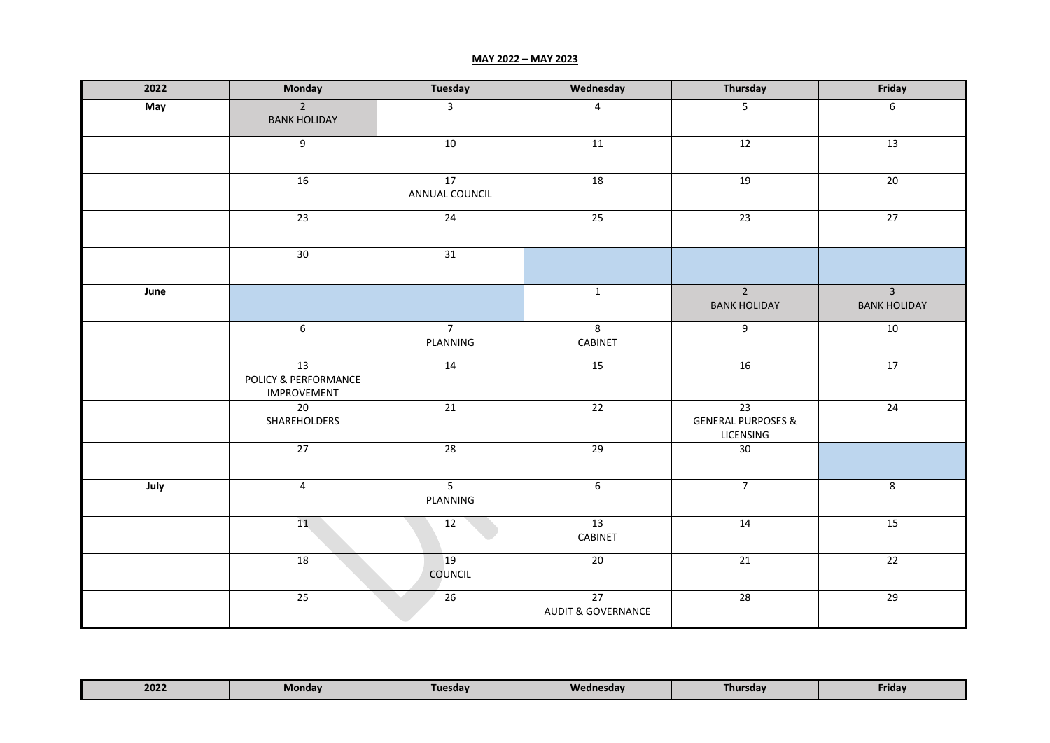**MAY 2022 – MAY 2023**

| 2022 | Monday | Tuesday | Wednesday | Thursday | Friday |
|---|---|---|---|---|---|
| May | 2<br>BANK HOLIDAY | 3 | 4 | 5 | 6 |
| | 9 | 10 | 11 | 12 | 13 |
| | 16 | 17<br>ANNUAL COUNCIL | 18 | 19 | 20 |
| | 23 | 24 | 25 | 23 | 27 |
| | 30 | 31 | | | |
| June | | | 1 | 2<br>BANK HOLIDAY | 3<br>BANK HOLIDAY |
| | 6 | 7<br>PLANNING | 8<br>CABINET | 9 | 10 |
| | 13<br>POLICY & PERFORMANCE IMPROVEMENT | 14 | 15 | 16 | 17 |
| | 20<br>SHAREHOLDERS | 21 | 22 | 23<br>GENERAL PURPOSES & LICENSING | 24 |
| | 27 | 28 | 29 | 30 | |
| July | 4 | 5<br>PLANNING | 6 | 7 | 8 |
| | 11 | 12 | 13<br>CABINET | 14 | 15 |
| | 18 | 19<br>COUNCIL | 20 | 21 | 22 |
| | 25 | 26 | 27<br>AUDIT & GOVERNANCE | 28 | 29 |

| 2022 | Monday | Tuesday | Wednesday | Thursday | Friday |
|---|---|---|---|---|---|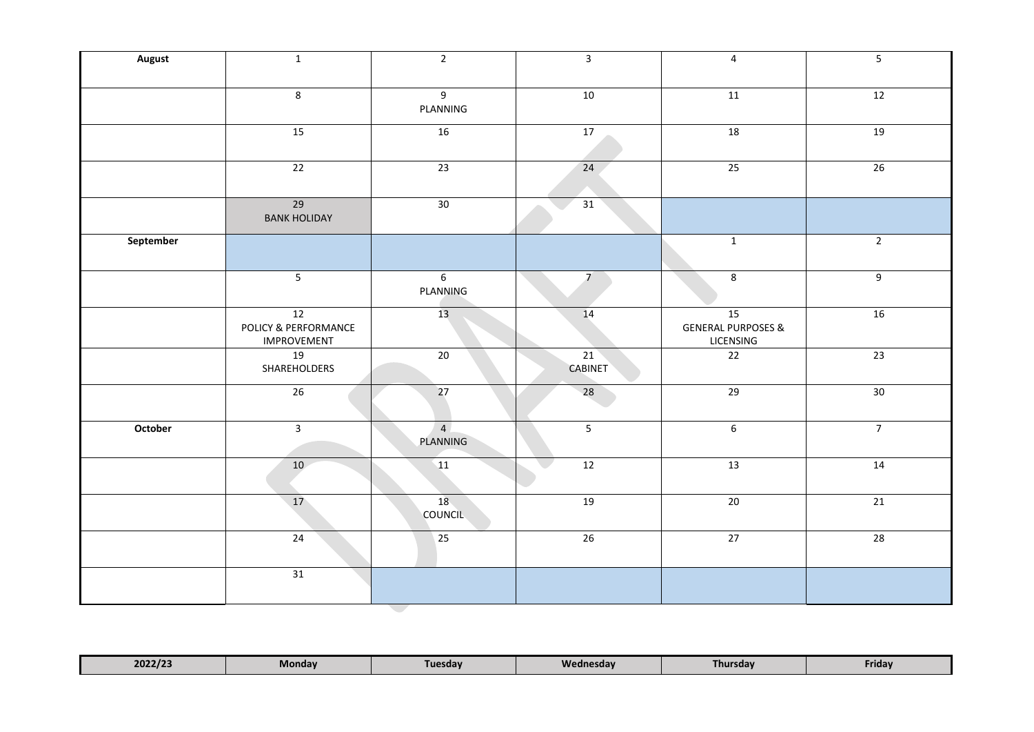| 2022/23 | Monday | Tuesday | Wednesday | Thursday | Friday |
|---|---|---|---|---|---|
| **August** | 1 | 2 | 3 | 4 | 5 |
| | 8 | 9<br>PLANNING | 10 | 11 | 12 |
| | 15 | 16 | 17 | 18 | 19 |
| | 22 | 23 | 24 | 25 | 26 |
| | 29<br>BANK HOLIDAY | 30 | 31 | | |
| **September** | | | | 1 | 2 |
| | 5 | 6<br>PLANNING | 7 | 8 | 9 |
| | 12<br>POLICY & PERFORMANCE IMPROVEMENT | 13 | 14 | 15<br>GENERAL PURPOSES & LICENSING | 16 |
| | 19<br>SHAREHOLDERS | 20 | 21<br>CABINET | 22 | 23 |
| | 26 | 27 | 28 | 29 | 30 |
| **October** | 3 | 4<br>PLANNING | 5 | 6 | 7 |
| | 10 | 11 | 12 | 13 | 14 |
| | 17 | 18<br>COUNCIL | 19 | 20 | 21 |
| | 24 | 25 | 26 | 27 | 28 |
| | 31 | | | | |

DRAFT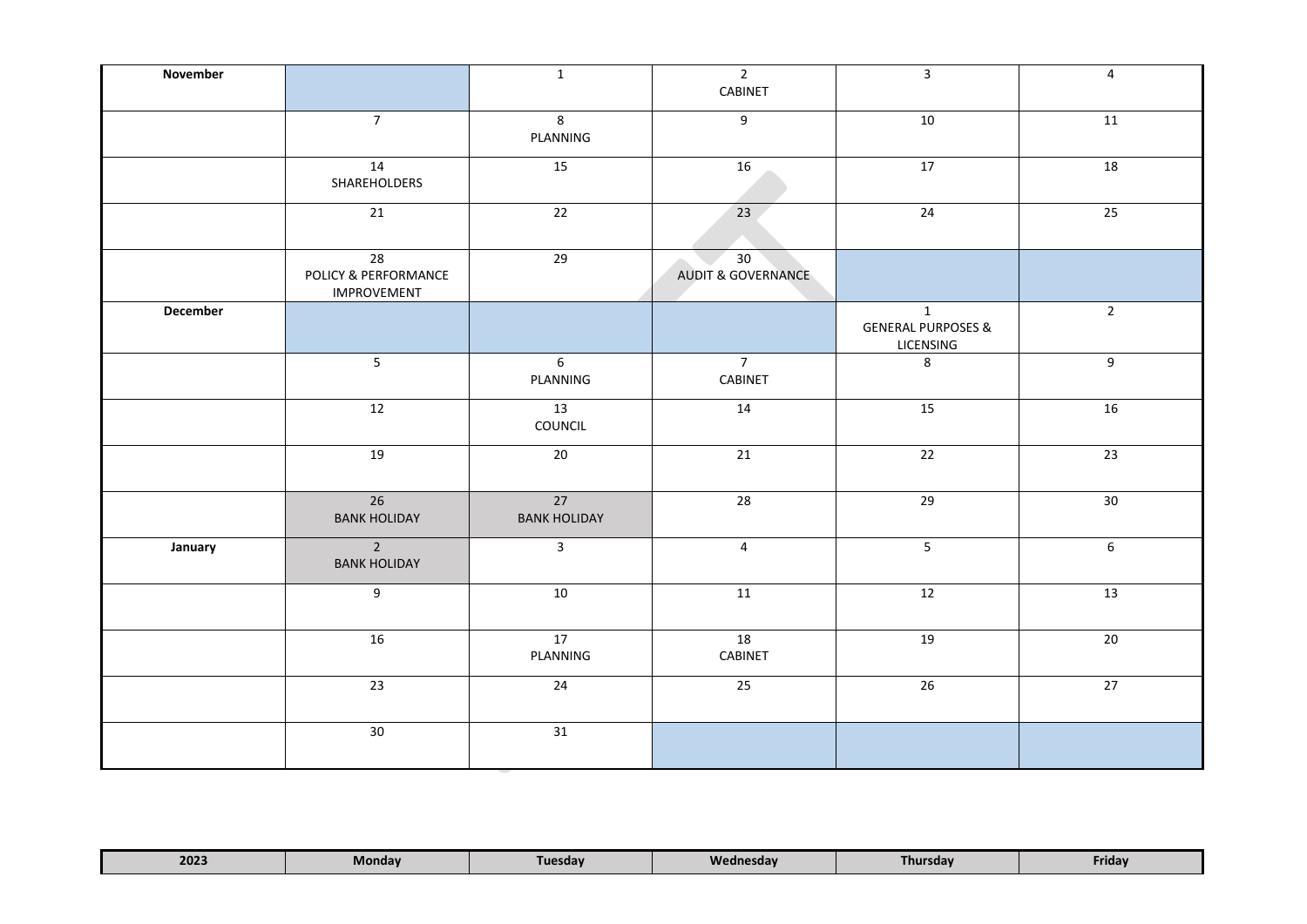| November | | 1 | 2<br>CABINET | 3 | 4 |
|---|---|---|---|---|---|
| | 7 | 8<br>PLANNING | 9 | 10 | 11 |
| | 14<br>SHAREHOLDERS | 15 | 16 | 17 | 18 |
| | 21 | 22 | 23 | 24 | 25 |
| | 28<br>POLICY & PERFORMANCE IMPROVEMENT | 29 | 30<br>AUDIT & GOVERNANCE | | |
| December | | | | 1<br>GENERAL PURPOSES & LICENSING | 2 |
| | 5 | 6<br>PLANNING | 7<br>CABINET | 8 | 9 |
| | 12 | 13<br>COUNCIL | 14 | 15 | 16 |
| | 19 | 20 | 21 | 22 | 23 |
| | 26<br>BANK HOLIDAY | 27<br>BANK HOLIDAY | 28 | 29 | 30 |
| January | 2<br>BANK HOLIDAY | 3 | 4 | 5 | 6 |
| | 9 | 10 | 11 | 12 | 13 |
| | 16 | 17<br>PLANNING | 18<br>CABINET | 19 | 20 |
| | 23 | 24 | 25 | 26 | 27 |
| | 30 | 31 | | | |

| 2023 | Monday | Tuesday | Wednesday | Thursday | Friday |
|---|---|---|---|---|---|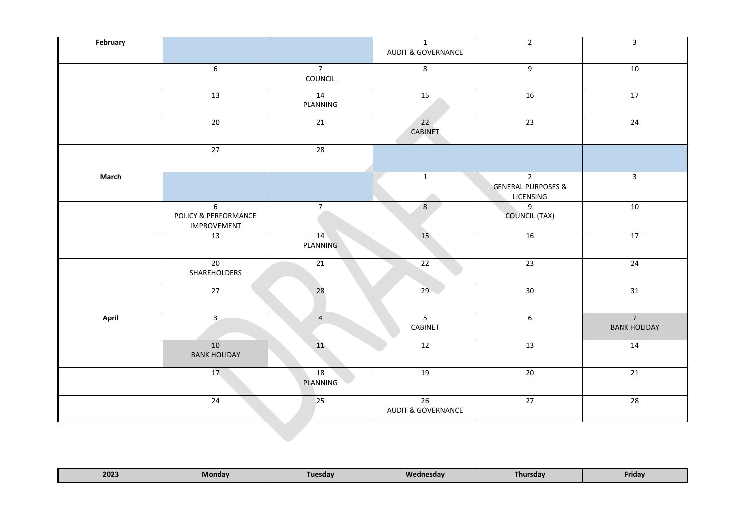| 2023 | Monday | Tuesday | Wednesday | Thursday | Friday |
|---|---|---|---|---|---|
| **February** | | | 1 AUDIT & GOVERNANCE | 2 | 3 |
| | 6 | 7 COUNCIL | 8 | 9 | 10 |
| | 13 | 14 PLANNING | 15 | 16 | 17 |
| | 20 | 21 | 22 CABINET | 23 | 24 |
| | 27 | 28 | | | |
| **March** | | | 1 | 2 GENERAL PURPOSES & LICENSING | 3 |
| | 6 POLICY & PERFORMANCE IMPROVEMENT | 7 | 8 | 9 COUNCIL (TAX) | 10 |
| | 13 | 14 PLANNING | 15 | 16 | 17 |
| | 20 SHAREHOLDERS | 21 | 22 | 23 | 24 |
| | 27 | 28 | 29 | 30 | 31 |
| **April** | 3 | 4 | 5 CABINET | 6 | 7 BANK HOLIDAY |
| | 10 BANK HOLIDAY | 11 | 12 | 13 | 14 |
| | 17 | 18 PLANNING | 19 | 20 | 21 |
| | 24 | 25 | 26 AUDIT & GOVERNANCE | 27 | 28 |

DRAFT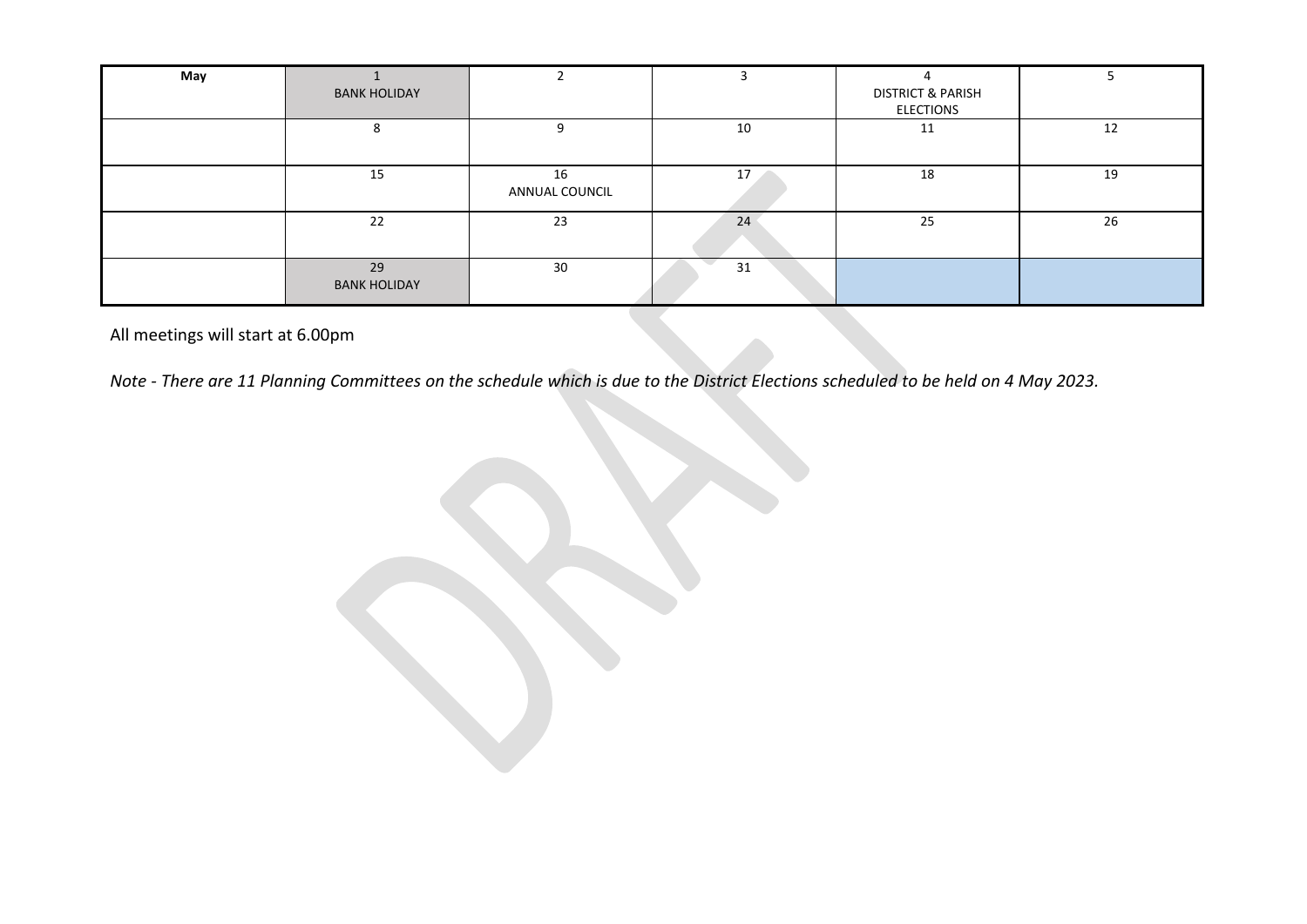| | | | | | |
|---|---|---|---|---|---|
| **May** | 1<br>BANK HOLIDAY | 2 | 3 | 4<br>DISTRICT & PARISH ELECTIONS | 5 |
| | 8 | 9 | 10 | 11 | 12 |
| | 15 | 16<br>ANNUAL COUNCIL | 17 | 18 | 19 |
| | 22 | 23 | 24 | 25 | 26 |
| | 29<br>BANK HOLIDAY | 30 | 31 | | |

All meetings will start at 6.00pm

*Note - There are 11 Planning Committees on the schedule which is due to the District Elections scheduled to be held on 4 May 2023.*

DRAFT